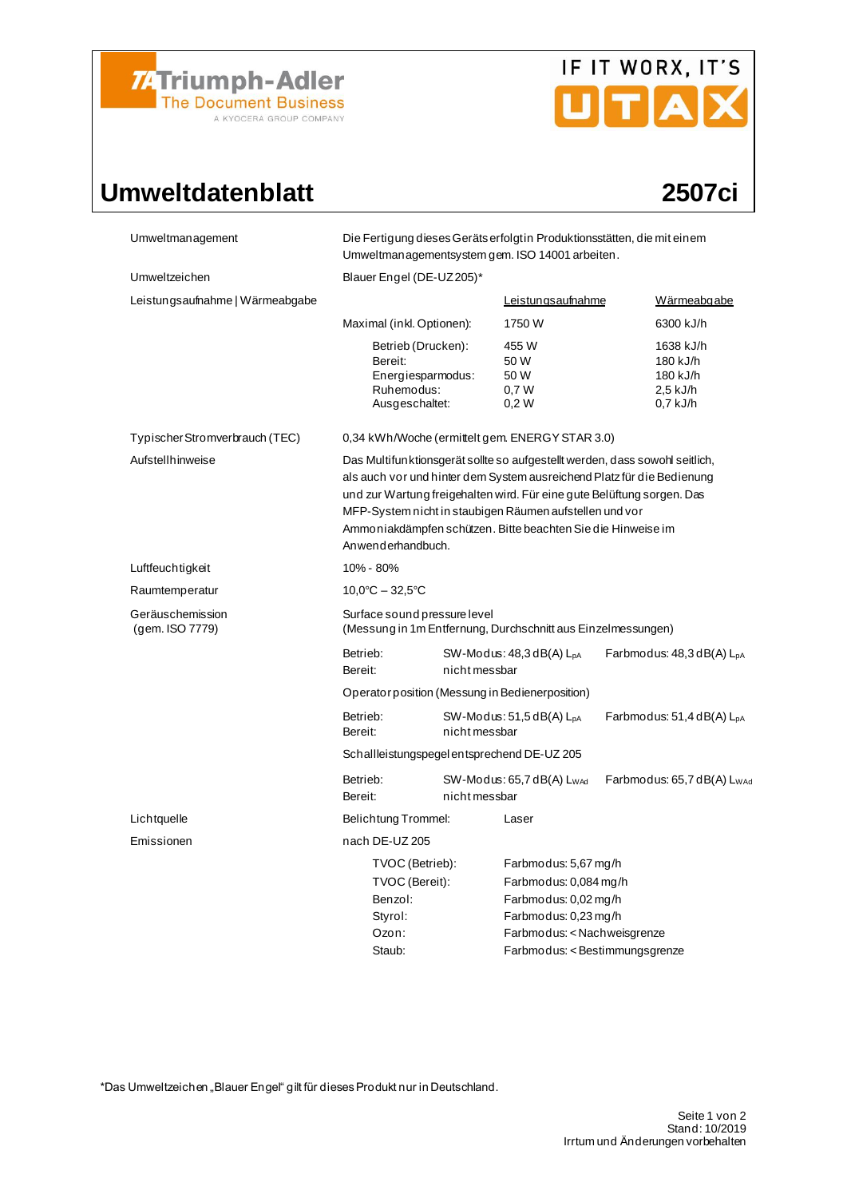Triumph-Adler
The Document Business
A KYOCERA GROUP COMPANY

IF IT WORX, IT'S UTAX

# Umweltdatenblatt

## 2507ci

| | | | |
|---|---|---|---|
| Umweltmanagement | Die Fertigung dieses Geräts erfolgt in Produktionsstätten, die mit einem Umweltmanagementsystem gem. ISO 14001 arbeiten. | | |
| Umweltzeichen | Blauer Engel (DE-UZ 205)* | | |
| Leistungsaufnahme \| Wärmeabgabe | | Leistungsaufnahme | Wärmeabgabe |
| | Maximal (inkl. Optionen): | 1750 W | 6300 kJ/h |
| | Betrieb (Drucken): | 455 W | 1638 kJ/h |
| | Bereit: | 50 W | 180 kJ/h |
| | Energiesparmodus: | 50 W | 180 kJ/h |
| | Ruhemodus: | 0,7 W | 2,5 kJ/h |
| | Ausgeschaltet: | 0,2 W | 0,7 kJ/h |
| Typischer Stromverbrauch (TEC) | 0,34 kWh/Woche (ermittelt gem. ENERGY STAR 3.0) | | |
| Aufstellhinweise | Das Multifunktionsgerät sollte so aufgestellt werden, dass sowohl seitlich, als auch vor und hinter dem System ausreichend Platz für die Bedienung und zur Wartung freigehalten wird. Für eine gute Belüftung sorgen. Das MFP-System nicht in staubigen Räumen aufstellen und vor Ammoniakdämpfen schützen. Bitte beachten Sie die Hinweise im Anwenderhandbuch. | | |
| Luftfeuchtigkeit | 10% - 80% | | |
| Raumtemperatur | 10,0°C – 32,5°C | | |
| Geräuschemission (gem. ISO 7779) | Surface sound pressure level (Messung in 1m Entfernung, Durchschnitt aus Einzelmessungen) | | |
| | Betrieb: | SW-Modus: 48,3 dB(A) $L_{pA}$ | Farbmodus: 48,3 dB(A) $L_{pA}$ |
| | Bereit: | nicht messbar | |
| | Operator position (Messung in Bedienerposition) | | |
| | Betrieb: | SW-Modus: 51,5 dB(A) $L_{pA}$ | Farbmodus: 51,4 dB(A) $L_{pA}$ |
| | Bereit: | nicht messbar | |
| | Schallleistungspegel entsprechend DE-UZ 205 | | |
| | Betrieb: | SW-Modus: 65,7 dB(A) $L_{WAd}$ | Farbmodus: 65,7 dB(A) $L_{WAd}$ |
| | Bereit: | nicht messbar | |
| Lichtquelle | Belichtung Trommel: | Laser | |
| Emissionen | nach DE-UZ 205 | | |
| | TVOC (Betrieb): | Farbmodus: 5,67 mg/h | |
| | TVOC (Bereit): | Farbmodus: 0,084 mg/h | |
| | Benzol: | Farbmodus: 0,02 mg/h | |
| | Styrol: | Farbmodus: 0,23 mg/h | |
| | Ozon: | Farbmodus: < Nachweisgrenze | |
| | Staub: | Farbmodus: < Bestimmungsgrenze | |

*Das Umweltzeichen „Blauer Engel" gilt für dieses Produkt nur in Deutschland.

Stand: 10/2019
Irrtum und Änderungen vorbehalten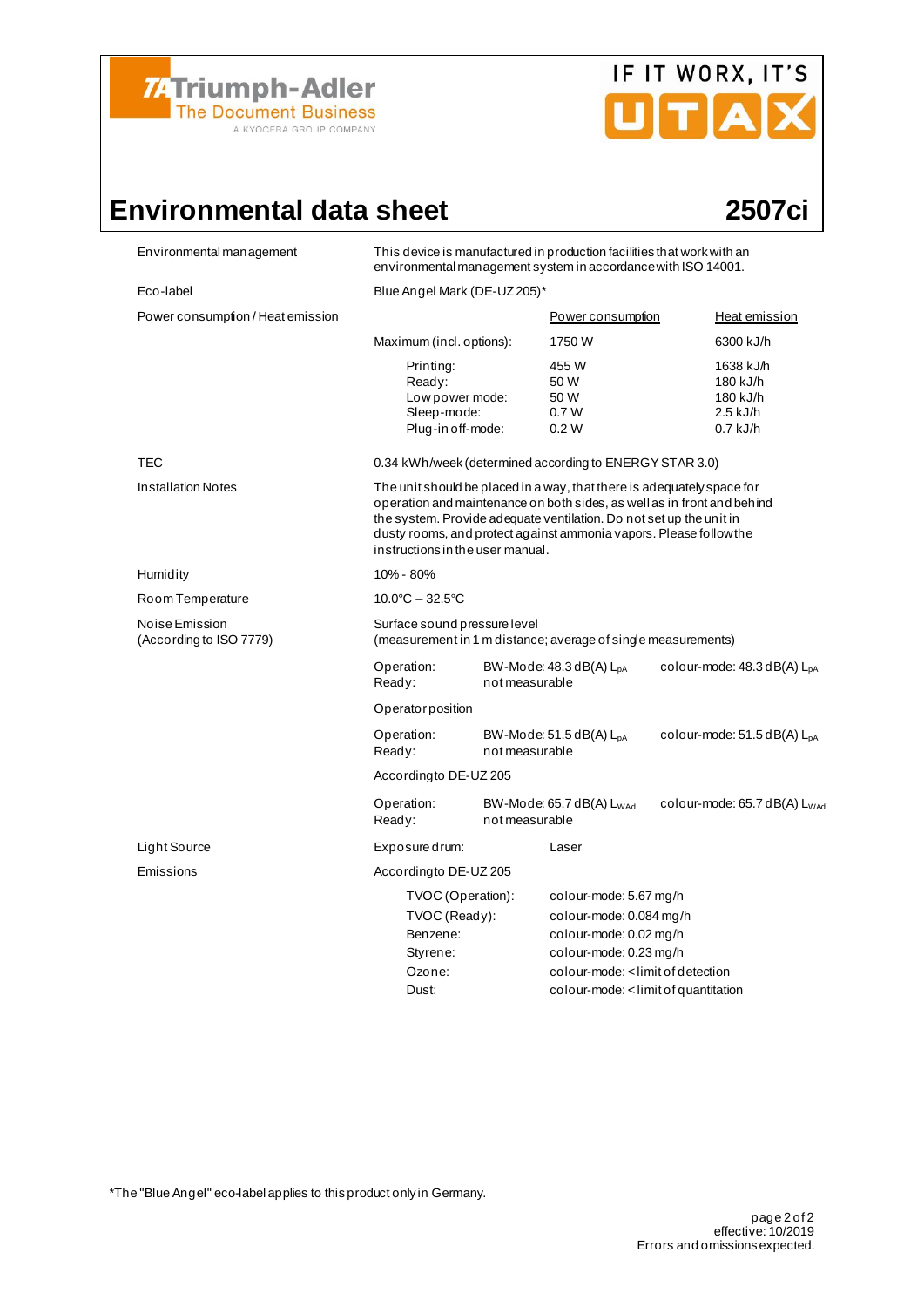Triumph-Adler
The Document Business
A KYOCERA GROUP COMPANY

IF IT WORX, IT'S UTAX

# Environmental data sheet 2507ci

| | | | |
|---|---|---|---|
| Environmental management | This device is manufactured in production facilities that work with an environmental management system in accordance with ISO 14001. | | |
| Eco-label | Blue Angel Mark (DE-UZ 205)* | | |
| Power consumption / Heat emission | | Power consumption | Heat emission |
| | Maximum (incl. options): | 1750 W | 6300 kJ/h |
| | Printing: | 455 W | 1638 kJ/h |
| | Ready: | 50 W | 180 kJ/h |
| | Low power mode: | 50 W | 180 kJ/h |
| | Sleep-mode: | 0.7 W | 2.5 kJ/h |
| | Plug-in off-mode: | 0.2 W | 0.7 kJ/h |
| TEC | 0.34 kWh/week (determined according to ENERGY STAR 3.0) | | |
| Installation Notes | The unit should be placed in a way, that there is adequately space for operation and maintenance on both sides, as well as in front and behind the system. Provide adequate ventilation. Do not set up the unit in dusty rooms, and protect against ammonia vapors. Please follow the instructions in the user manual. | | |
| Humidity | 10% - 80% | | |
| Room Temperature | 10.0°C – 32.5°C | | |
| Noise Emission (According to ISO 7779) | Surface sound pressure level (measurement in 1 m distance; average of single measurements) | | |
| | Operation: | BW-Mode: 48.3 dB(A) $L_{pA}$ | colour-mode: 48.3 dB(A) $L_{pA}$ |
| | Ready: | not measurable | |
| | Operator position | | |
| | Operation: | BW-Mode: 51.5 dB(A) $L_{pA}$ | colour-mode: 51.5 dB(A) $L_{pA}$ |
| | Ready: | not measurable | |
| | According to DE-UZ 205 | | |
| | Operation: | BW-Mode: 65.7 dB(A) $L_{WAd}$ | colour-mode: 65.7 dB(A) $L_{WAd}$ |
| | Ready: | not measurable | |
| Light Source | Exposure drum: | Laser | |
| Emissions | According to DE-UZ 205 | | |
| | TVOC (Operation): | colour-mode: 5.67 mg/h | |
| | TVOC (Ready): | colour-mode: 0.084 mg/h | |
| | Benzene: | colour-mode: 0.02 mg/h | |
| | Styrene: | colour-mode: 0.23 mg/h | |
| | Ozone: | colour-mode: < limit of detection | |
| | Dust: | colour-mode: < limit of quantitation | |

*The "Blue Angel" eco-label applies to this product only in Germany.

effective: 10/2019
Errors and omissions expected.